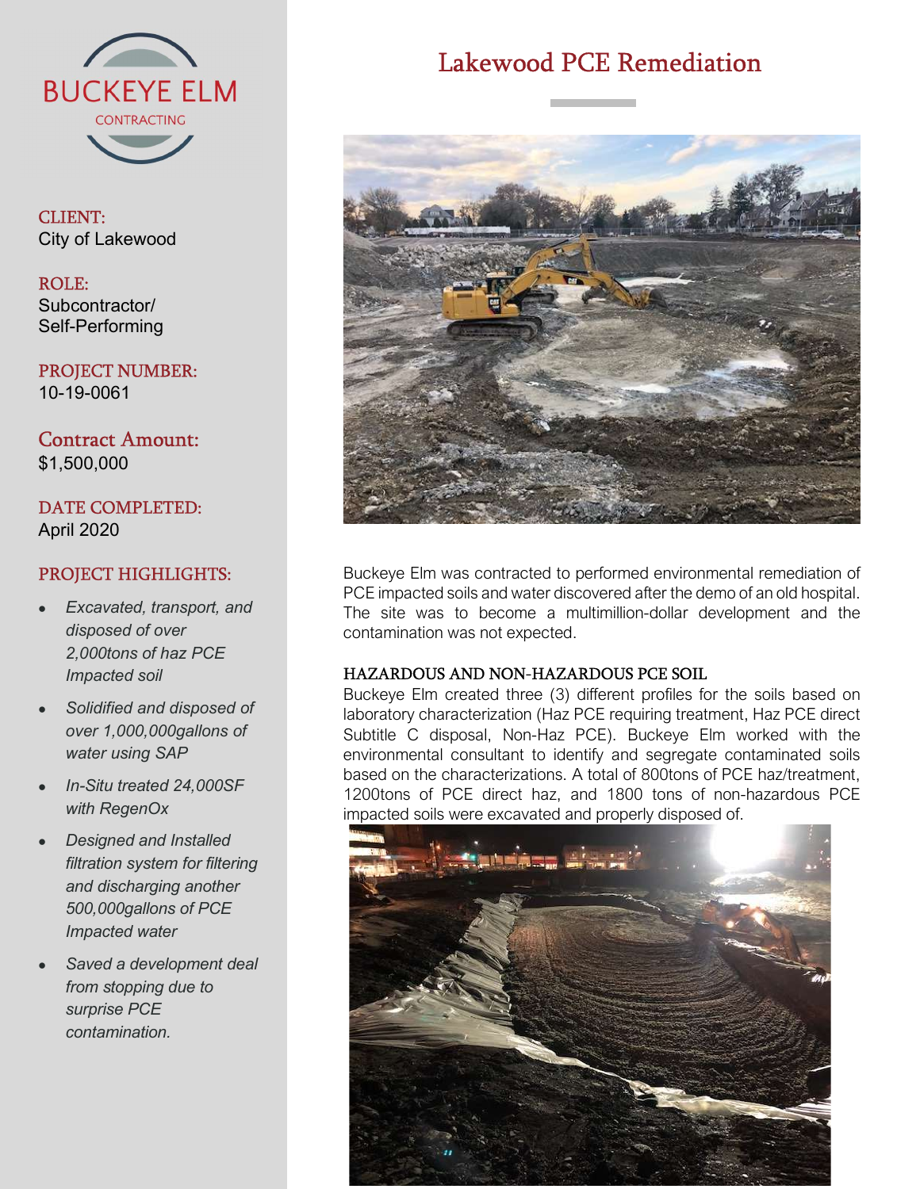BUCKEYE ELM

CONTRACTING

CLIENT:
City of Lakewood

ROLE:
Subcontractor/ Self-Performing

PROJECT NUMBER:
10-19-0061

Contract Amount:
$1,500,000

DATE COMPLETED:
April 2020

PROJECT HIGHLIGHTS:

- *Excavated, transport, and disposed of over 2,000tons of haz PCE Impacted soil*
- *Solidified and disposed of over 1,000,000gallons of water using SAP*
- *In-Situ treated 24,000SF with RegenOx*
- *Designed and Installed filtration system for filtering and discharging another 500,000gallons of PCE Impacted water*
- *Saved a development deal from stopping due to surprise PCE contamination.*

# Lakewood PCE Remediation

Buckeye Elm was contracted to performed environmental remediation of PCE impacted soils and water discovered after the demo of an old hospital. The site was to become a multimillion-dollar development and the contamination was not expected.

## HAZARDOUS AND NON-HAZARDOUS PCE SOIL

Buckeye Elm created three (3) different profiles for the soils based on laboratory characterization (Haz PCE requiring treatment, Haz PCE direct Subtitle C disposal, Non-Haz PCE). Buckeye Elm worked with the environmental consultant to identify and segregate contaminated soils based on the characterizations. A total of 800tons of PCE haz/treatment, 1200tons of PCE direct haz, and 1800 tons of non-hazardous PCE impacted soils were excavated and properly disposed of.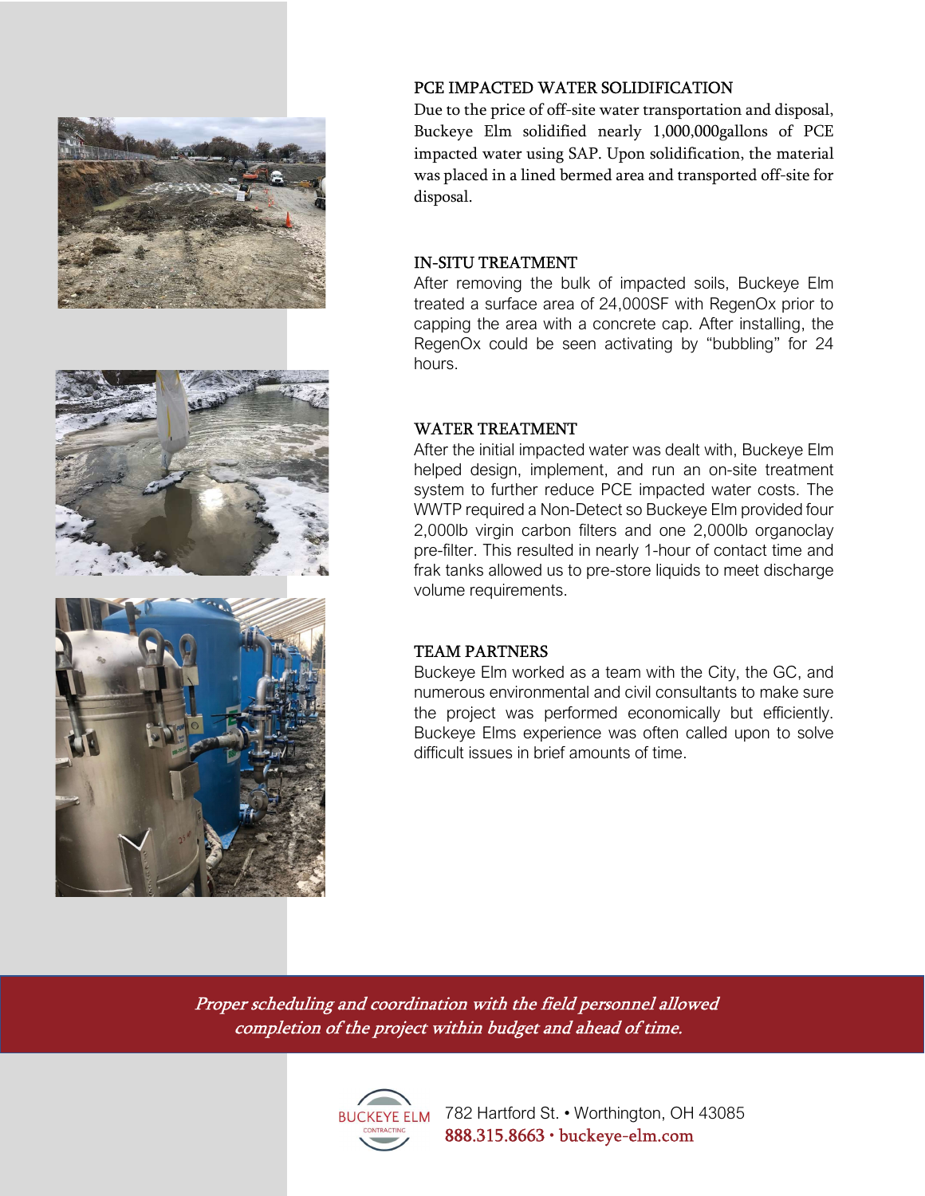## PCE IMPACTED WATER SOLIDIFICATION

Due to the price of off-site water transportation and disposal, Buckeye Elm solidified nearly 1,000,000gallons of PCE impacted water using SAP. Upon solidification, the material was placed in a lined bermed area and transported off-site for disposal.

## IN-SITU TREATMENT

After removing the bulk of impacted soils, Buckeye Elm treated a surface area of 24,000SF with RegenOx prior to capping the area with a concrete cap. After installing, the RegenOx could be seen activating by "bubbling" for 24 hours.

## WATER TREATMENT

After the initial impacted water was dealt with, Buckeye Elm helped design, implement, and run an on-site treatment system to further reduce PCE impacted water costs. The WWTP required a Non-Detect so Buckeye Elm provided four 2,000lb virgin carbon filters and one 2,000lb organoclay pre-filter. This resulted in nearly 1-hour of contact time and frak tanks allowed us to pre-store liquids to meet discharge volume requirements.

## TEAM PARTNERS

Buckeye Elm worked as a team with the City, the GC, and numerous environmental and civil consultants to make sure the project was performed economically but efficiently. Buckeye Elms experience was often called upon to solve difficult issues in brief amounts of time.

*Proper scheduling and coordination with the field personnel allowed completion of the project within budget and ahead of time.*

BUCKEYE ELM CONTRACTING

782 Hartford St. • Worthington, OH 43085

888.315.8663 • buckeye-elm.com